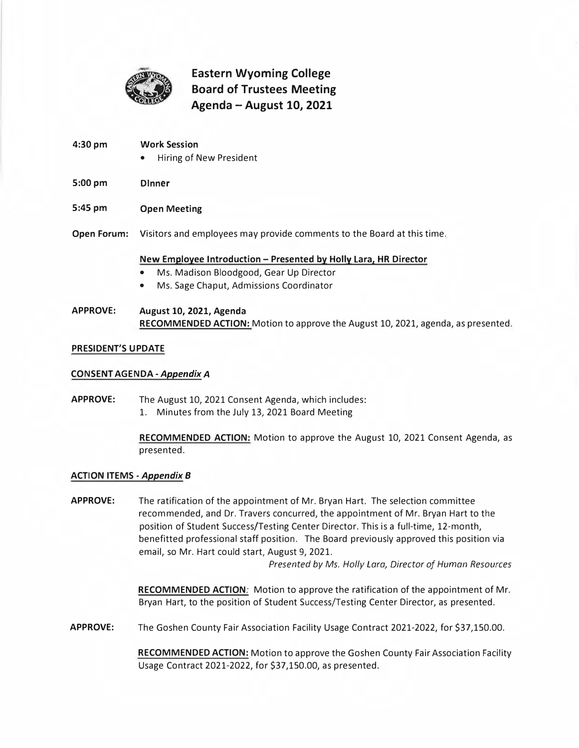# Eastern Wyoming College
## Board of Trustees Meeting
## Agenda – August 10, 2021

**4:30 pm** **Work Session**

- Hiring of New President

**5:00 pm** **DInner**

**5:45 pm** **Open Meeting**

**Open Forum:** Visitors and employees may provide comments to the Board at this time.

**New Employee Introduction – Presented by Holly Lara, HR Director**

- Ms. Madison Bloodgood, Gear Up Director
- Ms. Sage Chaput, Admissions Coordinator

**APPROVE:** **August 10, 2021, Agenda**
**RECOMMENDED ACTION:** Motion to approve the August 10, 2021, agenda, as presented.

**PRESIDENT'S UPDATE**

**CONSENT AGENDA - *Appendix A***

**APPROVE:** The August 10, 2021 Consent Agenda, which includes:

1. Minutes from the July 13, 2021 Board Meeting

**RECOMMENDED ACTION:** Motion to approve the August 10, 2021 Consent Agenda, as presented.

**ACTION ITEMS - *Appendix B***

**APPROVE:** The ratification of the appointment of Mr. Bryan Hart. The selection committee recommended, and Dr. Travers concurred, the appointment of Mr. Bryan Hart to the position of Student Success/Testing Center Director. This is a full-time, 12-month, benefitted professional staff position. The Board previously approved this position via email, so Mr. Hart could start, August 9, 2021.

*Presented by Ms. Holly Lara, Director of Human Resources*

**RECOMMENDED ACTION:** Motion to approve the ratification of the appointment of Mr. Bryan Hart, to the position of Student Success/Testing Center Director, as presented.

**APPROVE:** The Goshen County Fair Association Facility Usage Contract 2021-2022, for $37,150.00.

**RECOMMENDED ACTION:** Motion to approve the Goshen County Fair Association Facility Usage Contract 2021-2022, for $37,150.00, as presented.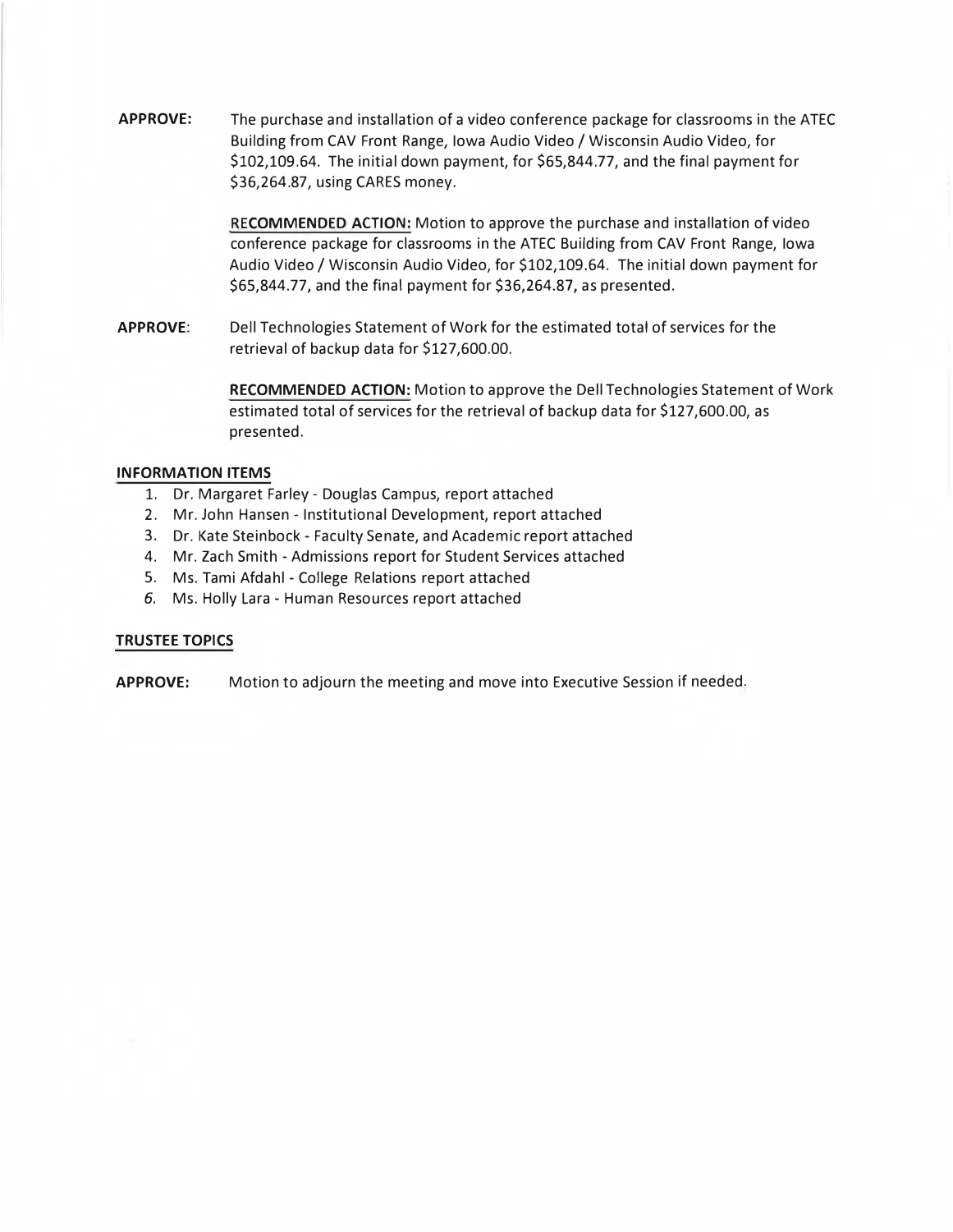**APPROVE:** The purchase and installation of a video conference package for classrooms in the ATEC Building from CAV Front Range, Iowa Audio Video / Wisconsin Audio Video, for $102,109.64. The initial down payment, for $65,844.77, and the final payment for $36,264.87, using CARES money.

**RECOMMENDED ACTION:** Motion to approve the purchase and installation of video conference package for classrooms in the ATEC Building from CAV Front Range, Iowa Audio Video / Wisconsin Audio Video, for $102,109.64. The initial down payment for $65,844.77, and the final payment for $36,264.87, as presented.

**APPROVE:** Dell Technologies Statement of Work for the estimated total of services for the retrieval of backup data for $127,600.00.

**RECOMMENDED ACTION:** Motion to approve the Dell Technologies Statement of Work estimated total of services for the retrieval of backup data for $127,600.00, as presented.

## INFORMATION ITEMS

1. Dr. Margaret Farley - Douglas Campus, report attached
2. Mr. John Hansen - Institutional Development, report attached
3. Dr. Kate Steinbock - Faculty Senate, and Academic report attached
4. Mr. Zach Smith - Admissions report for Student Services attached
5. Ms. Tami Afdahl - College Relations report attached
6. Ms. Holly Lara - Human Resources report attached

## TRUSTEE TOPICS

**APPROVE:** Motion to adjourn the meeting and move into Executive Session if needed.